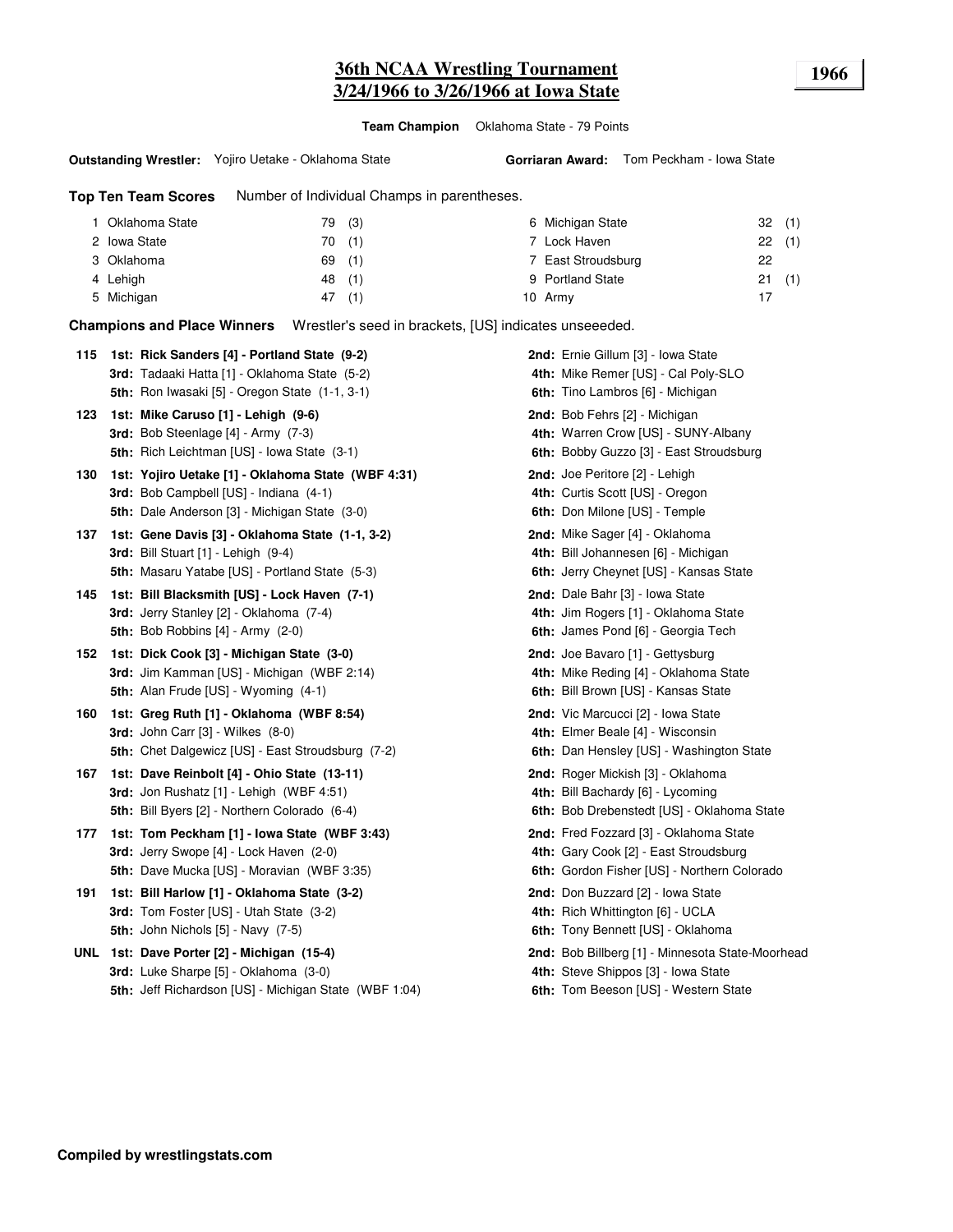# 36th NCAA Wrestling Tournament
## 3/24/1966 to 3/26/1966 at Iowa State

**1966**

**Team Champion** Oklahoma State - 79 Points

**Outstanding Wrestler:** Yojiro Uetake - Oklahoma State

**Gorriaran Award:** Tom Peckham - Iowa State

**Top Ten Team Scores** Number of Individual Champs in parentheses.

| Rank | Team | Points | Champs |
|---|---|---|---|
| 1 | Oklahoma State | 79 | (3) |
| 2 | Iowa State | 70 | (1) |
| 3 | Oklahoma | 69 | (1) |
| 4 | Lehigh | 48 | (1) |
| 5 | Michigan | 47 | (1) |
| 6 | Michigan State | 32 | (1) |
| 7 | Lock Haven | 22 | (1) |
| 7 | East Stroudsburg | 22 | |
| 9 | Portland State | 21 | (1) |
| 10 | Army | 17 | |

**Champions and Place Winners** Wrestler's seed in brackets, [US] indicates unseeeded.

**115**
- **1st: Rick Sanders [4] - Portland State (9-2)**
- **2nd:** Ernie Gillum [3] - Iowa State
- **3rd:** Tadaaki Hatta [1] - Oklahoma State (5-2)
- **4th:** Mike Remer [US] - Cal Poly-SLO
- **5th:** Ron Iwasaki [5] - Oregon State (1-1, 3-1)
- **6th:** Tino Lambros [6] - Michigan

**123**
- **1st: Mike Caruso [1] - Lehigh (9-6)**
- **2nd:** Bob Fehrs [2] - Michigan
- **3rd:** Bob Steenlage [4] - Army (7-3)
- **4th:** Warren Crow [US] - SUNY-Albany
- **5th:** Rich Leichtman [US] - Iowa State (3-1)
- **6th:** Bobby Guzzo [3] - East Stroudsburg

**130**
- **1st: Yojiro Uetake [1] - Oklahoma State (WBF 4:31)**
- **2nd:** Joe Peritore [2] - Lehigh
- **3rd:** Bob Campbell [US] - Indiana (4-1)
- **4th:** Curtis Scott [US] - Oregon
- **5th:** Dale Anderson [3] - Michigan State (3-0)
- **6th:** Don Milone [US] - Temple

**137**
- **1st: Gene Davis [3] - Oklahoma State (1-1, 3-2)**
- **2nd:** Mike Sager [4] - Oklahoma
- **3rd:** Bill Stuart [1] - Lehigh (9-4)
- **4th:** Bill Johannesen [6] - Michigan
- **5th:** Masaru Yatabe [US] - Portland State (5-3)
- **6th:** Jerry Cheynet [US] - Kansas State

**145**
- **1st: Bill Blacksmith [US] - Lock Haven (7-1)**
- **2nd:** Dale Bahr [3] - Iowa State
- **3rd:** Jerry Stanley [2] - Oklahoma (7-4)
- **4th:** Jim Rogers [1] - Oklahoma State
- **5th:** Bob Robbins [4] - Army (2-0)
- **6th:** James Pond [6] - Georgia Tech

**152**
- **1st: Dick Cook [3] - Michigan State (3-0)**
- **2nd:** Joe Bavaro [1] - Gettysburg
- **3rd:** Jim Kamman [US] - Michigan (WBF 2:14)
- **4th:** Mike Reding [4] - Oklahoma State
- **5th:** Alan Frude [US] - Wyoming (4-1)
- **6th:** Bill Brown [US] - Kansas State

**160**
- **1st: Greg Ruth [1] - Oklahoma (WBF 8:54)**
- **2nd:** Vic Marcucci [2] - Iowa State
- **3rd:** John Carr [3] - Wilkes (8-0)
- **4th:** Elmer Beale [4] - Wisconsin
- **5th:** Chet Dalgewicz [US] - East Stroudsburg (7-2)
- **6th:** Dan Hensley [US] - Washington State

**167**
- **1st: Dave Reinbolt [4] - Ohio State (13-11)**
- **2nd:** Roger Mickish [3] - Oklahoma
- **3rd:** Jon Rushatz [1] - Lehigh (WBF 4:51)
- **4th:** Bill Bachardy [6] - Lycoming
- **5th:** Bill Byers [2] - Northern Colorado (6-4)
- **6th:** Bob Drebenstedt [US] - Oklahoma State

**177**
- **1st: Tom Peckham [1] - Iowa State (WBF 3:43)**
- **2nd:** Fred Fozzard [3] - Oklahoma State
- **3rd:** Jerry Swope [4] - Lock Haven (2-0)
- **4th:** Gary Cook [2] - East Stroudsburg
- **5th:** Dave Mucka [US] - Moravian (WBF 3:35)
- **6th:** Gordon Fisher [US] - Northern Colorado

**191**
- **1st: Bill Harlow [1] - Oklahoma State (3-2)**
- **2nd:** Don Buzzard [2] - Iowa State
- **3rd:** Tom Foster [US] - Utah State (3-2)
- **4th:** Rich Whittington [6] - UCLA
- **5th:** John Nichols [5] - Navy (7-5)
- **6th:** Tony Bennett [US] - Oklahoma

**UNL**
- **1st: Dave Porter [2] - Michigan (15-4)**
- **2nd:** Bob Billberg [1] - Minnesota State-Moorhead
- **3rd:** Luke Sharpe [5] - Oklahoma (3-0)
- **4th:** Steve Shippos [3] - Iowa State
- **5th:** Jeff Richardson [US] - Michigan State (WBF 1:04)
- **6th:** Tom Beeson [US] - Western State

**Compiled by wrestlingstats.com**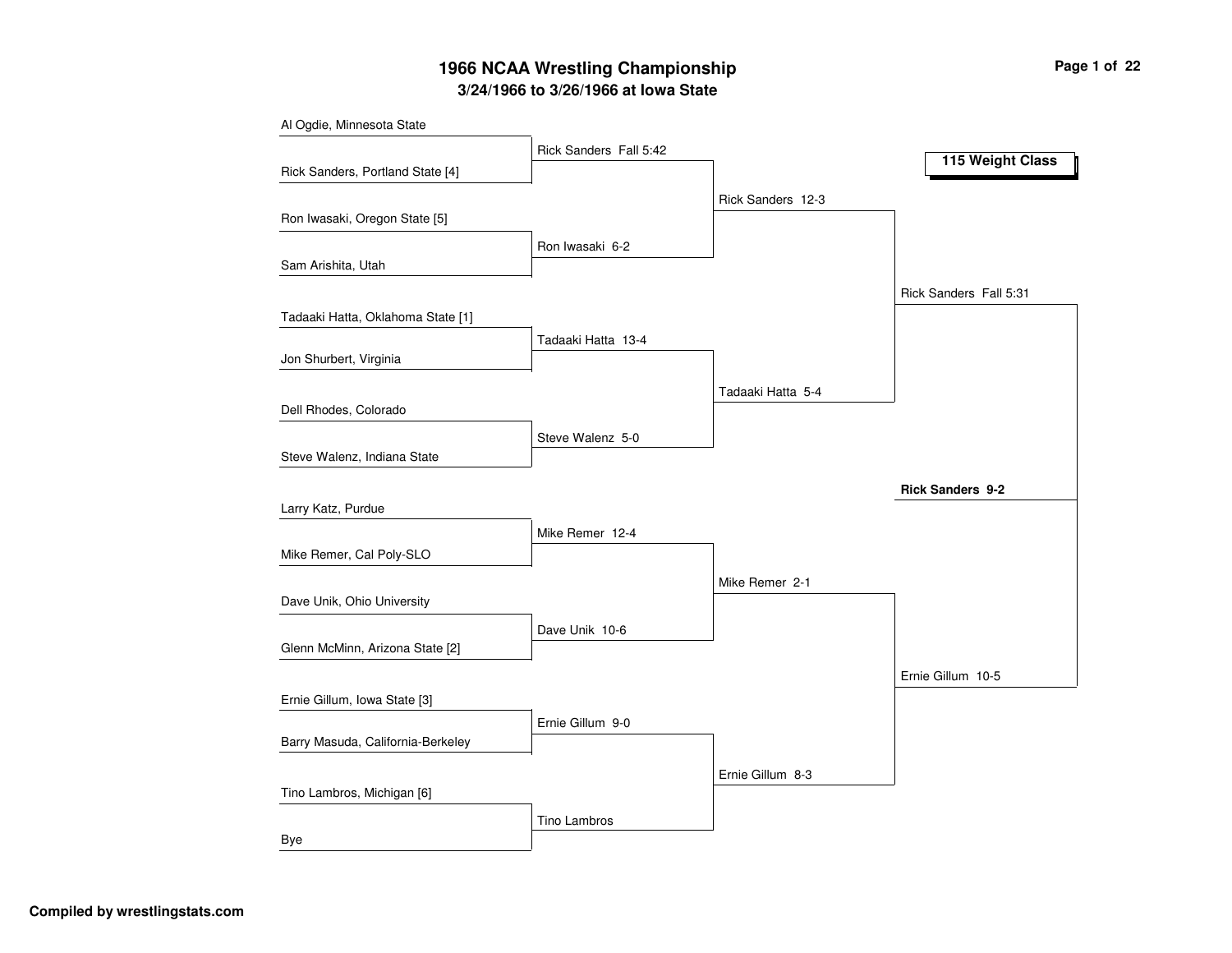# 1966 NCAA Wrestling Championship

## 3/24/1966 to 3/26/1966 at Iowa State

### 115 Weight Class

**First Round**

- Al Ogdie, Minnesota State
- Rick Sanders, Portland State [4]
- Ron Iwasaki, Oregon State [5]
- Sam Arishita, Utah
- Tadaaki Hatta, Oklahoma State [1]
- Jon Shurbert, Virginia
- Dell Rhodes, Colorado
- Steve Walenz, Indiana State
- Larry Katz, Purdue
- Mike Remer, Cal Poly-SLO
- Dave Unik, Ohio University
- Glenn McMinn, Arizona State [2]
- Ernie Gillum, Iowa State [3]
- Barry Masuda, California-Berkeley
- Tino Lambros, Michigan [6]
- Bye

**Second Round**

- Rick Sanders Fall 5:42
- Ron Iwasaki 6-2
- Tadaaki Hatta 13-4
- Steve Walenz 5-0
- Mike Remer 12-4
- Dave Unik 10-6
- Ernie Gillum 9-0
- Tino Lambros

**Quarterfinals**

- Rick Sanders 12-3
- Tadaaki Hatta 5-4
- Mike Remer 2-1
- Ernie Gillum 8-3

**Semifinals**

- Rick Sanders Fall 5:31
- Ernie Gillum 10-5

**Champion**

- **Rick Sanders 9-2**

**Compiled by wrestlingstats.com**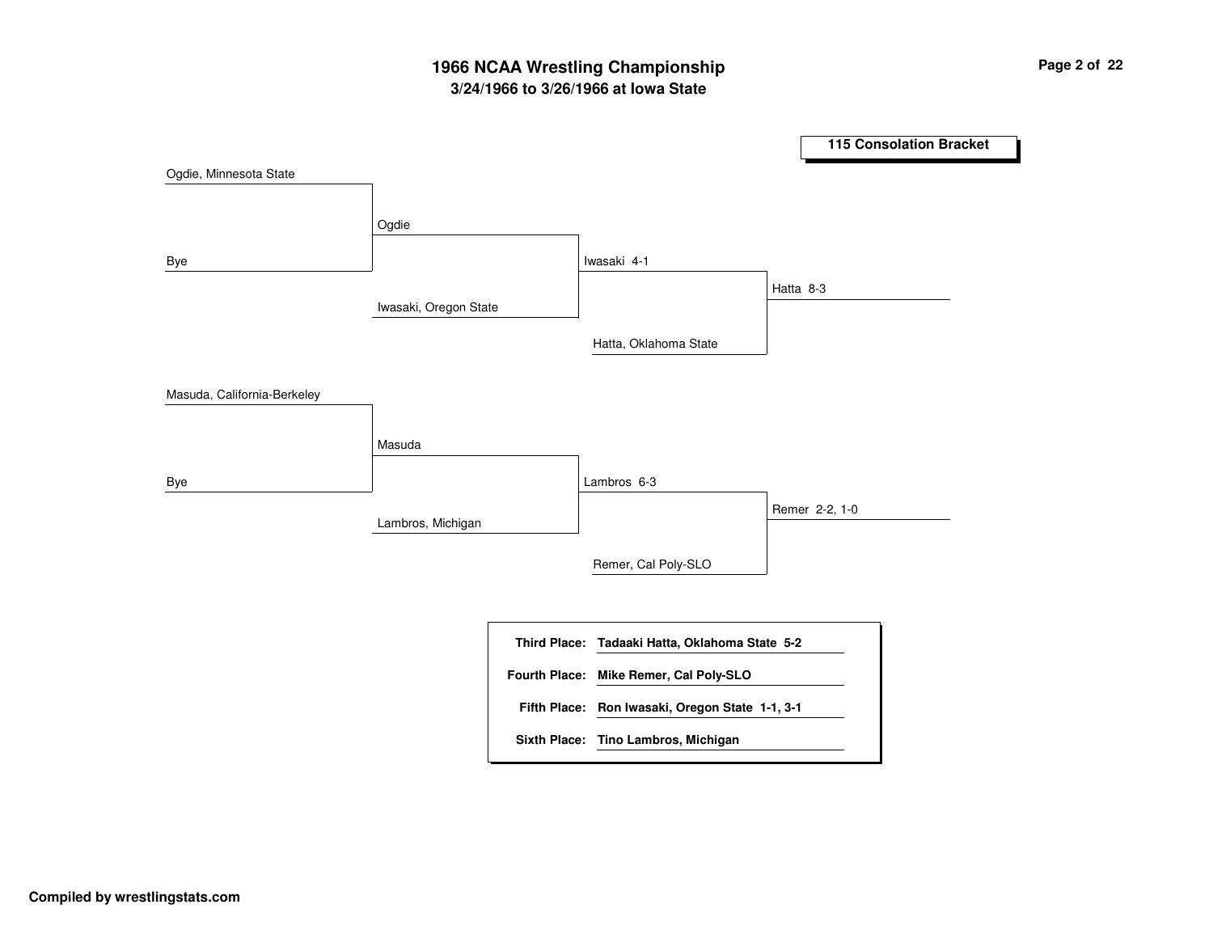# 1966 NCAA Wrestling Championship
## 3/24/1966 to 3/26/1966 at Iowa State

**115 Consolation Bracket**

Ogdie, Minnesota State
Bye
Ogdie
Iwasaki, Oregon State
Iwasaki 4-1
Hatta, Oklahoma State
Hatta 8-3

Masuda, California-Berkeley
Bye
Masuda
Lambros, Michigan
Lambros 6-3
Remer, Cal Poly-SLO
Remer 2-2, 1-0

| | |
|---|---|
| **Third Place:** | **Tadaaki Hatta, Oklahoma State 5-2** |
| **Fourth Place:** | **Mike Remer, Cal Poly-SLO** |
| **Fifth Place:** | **Ron Iwasaki, Oregon State 1-1, 3-1** |
| **Sixth Place:** | **Tino Lambros, Michigan** |

**Compiled by wrestlingstats.com**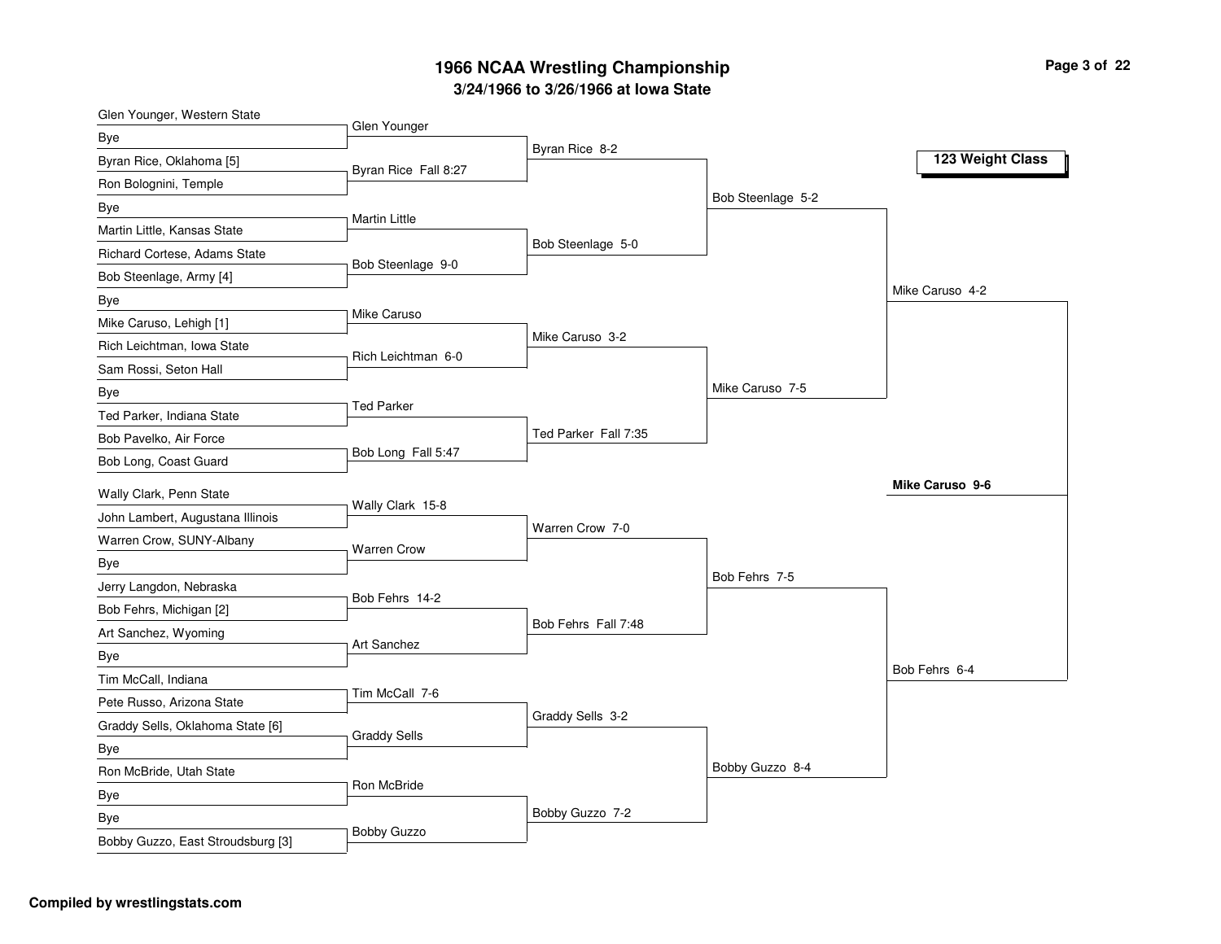# 1966 NCAA Wrestling Championship

## 3/24/1966 to 3/26/1966 at Iowa State

### 123 Weight Class

**First Round**

- Glen Younger, Western State vs. Bye — Glen Younger
- Byran Rice, Oklahoma [5] vs. Ron Bolognini, Temple — Byran Rice Fall 8:27
- Bye vs. Martin Little, Kansas State — Martin Little
- Richard Cortese, Adams State vs. Bob Steenlage, Army [4] — Bob Steenlage 9-0
- Bye vs. Mike Caruso, Lehigh [1] — Mike Caruso
- Rich Leichtman, Iowa State vs. Sam Rossi, Seton Hall — Rich Leichtman 6-0
- Bye vs. Ted Parker, Indiana State — Ted Parker
- Bob Pavelko, Air Force vs. Bob Long, Coast Guard — Bob Long Fall 5:47
- Wally Clark, Penn State vs. John Lambert, Augustana Illinois — Wally Clark 15-8
- Warren Crow, SUNY-Albany vs. Bye — Warren Crow
- Jerry Langdon, Nebraska vs. Bob Fehrs, Michigan [2] — Bob Fehrs 14-2
- Art Sanchez, Wyoming vs. Bye — Art Sanchez
- Tim McCall, Indiana vs. Pete Russo, Arizona State — Tim McCall 7-6
- Graddy Sells, Oklahoma State [6] vs. Bye — Graddy Sells
- Ron McBride, Utah State vs. Bye — Ron McBride
- Bye vs. Bobby Guzzo, East Stroudsburg [3] — Bobby Guzzo

**Second Round**

- Byran Rice 8-2
- Bob Steenlage 5-0
- Mike Caruso 3-2
- Ted Parker Fall 7:35
- Warren Crow 7-0
- Bob Fehrs Fall 7:48
- Graddy Sells 3-2
- Bobby Guzzo 7-2

**Quarterfinals**

- Bob Steenlage 5-2
- Mike Caruso 7-5
- Bob Fehrs 7-5
- Bobby Guzzo 8-4

**Semifinals**

- Mike Caruso 4-2
- Bob Fehrs 6-4

**Final**

- **Mike Caruso 9-6**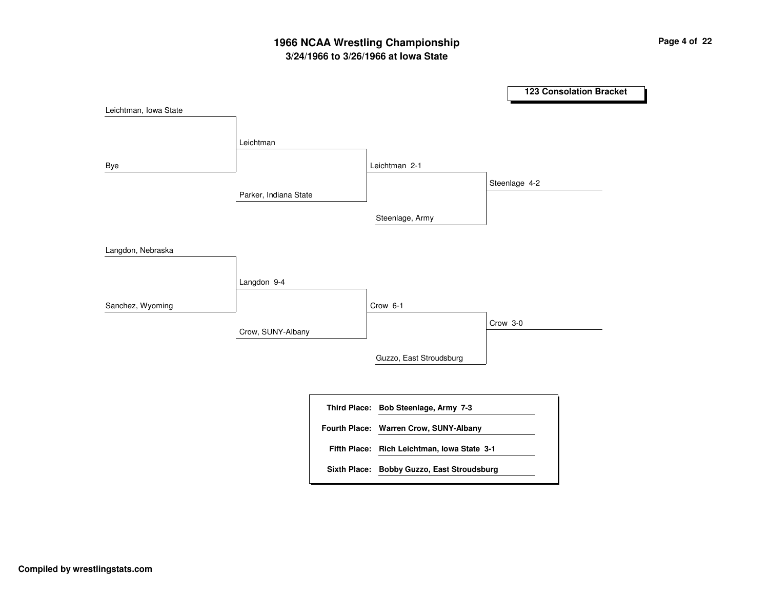# 1966 NCAA Wrestling Championship

## 3/24/1966 to 3/26/1966 at Iowa State

### 123 Consolation Bracket

| Round 1 | Round 2 | Round 3 | Round 4 |
| --- | --- | --- | --- |
| Leichtman, Iowa State | | | |
| Bye | Leichtman | | |
| | Parker, Indiana State | Leichtman 2-1 | |
| | | Steenlage, Army | Steenlage 4-2 |
| Langdon, Nebraska | | | |
| Sanchez, Wyoming | Langdon 9-4 | | |
| | Crow, SUNY-Albany | Crow 6-1 | |
| | | Guzzo, East Stroudsburg | Crow 3-0 |

| Place | Wrestler |
| --- | --- |
| **Third Place:** | **Bob Steenlage, Army 7-3** |
| **Fourth Place:** | **Warren Crow, SUNY-Albany** |
| **Fifth Place:** | **Rich Leichtman, Iowa State 3-1** |
| **Sixth Place:** | **Bobby Guzzo, East Stroudsburg** |

**Compiled by wrestlingstats.com**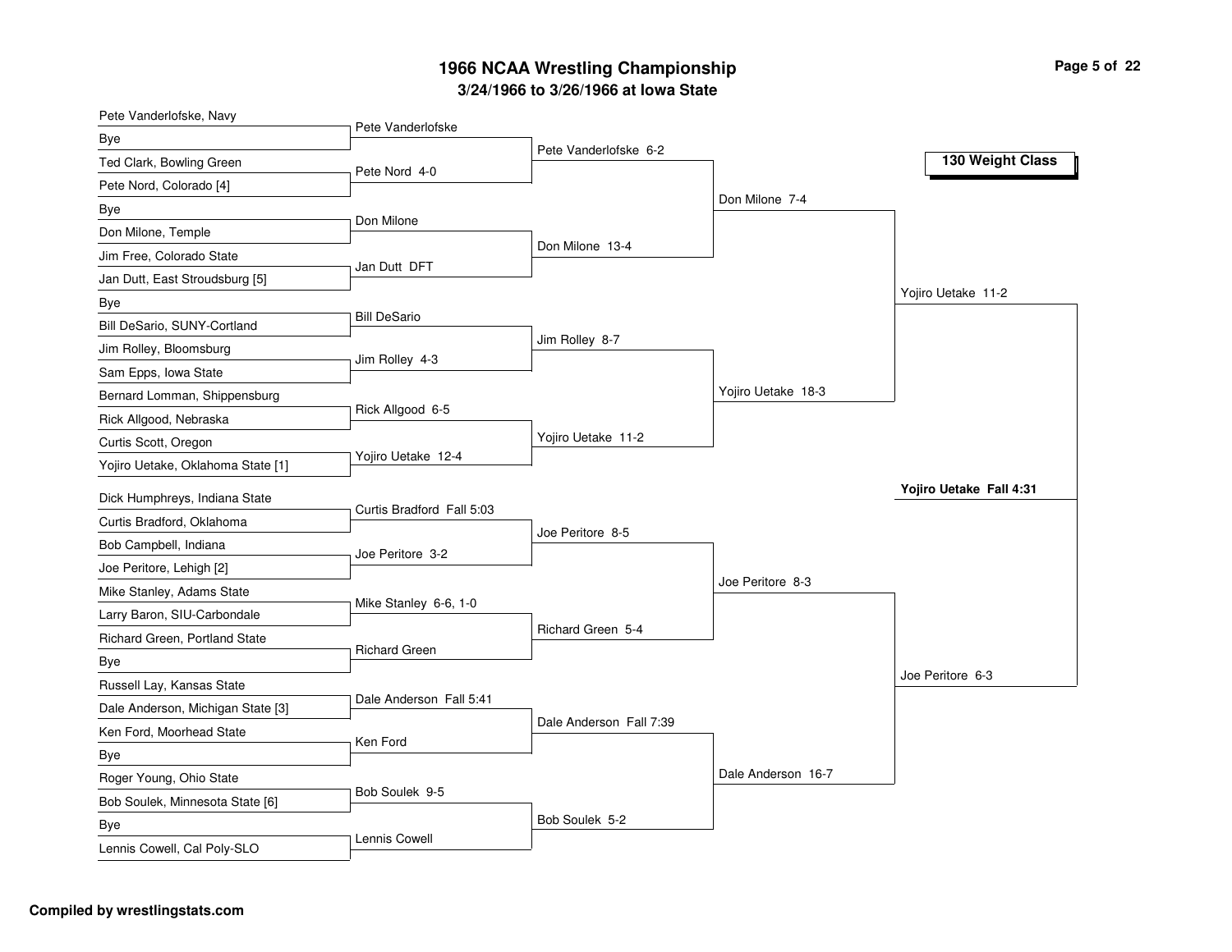# 1966 NCAA Wrestling Championship

## 3/24/1966 to 3/26/1966 at Iowa State

### 130 Weight Class

#### First Round

- Pete Vanderlofske, Navy vs Bye — Pete Vanderlofske
- Ted Clark, Bowling Green vs Pete Nord, Colorado [4] — Pete Nord 4-0
- Bye vs Don Milone, Temple — Don Milone
- Jim Free, Colorado State vs Jan Dutt, East Stroudsburg [5] — Jan Dutt DFT
- Bye vs Bill DeSario, SUNY-Cortland — Bill DeSario
- Jim Rolley, Bloomsburg vs Sam Epps, Iowa State — Jim Rolley 4-3
- Bernard Lomman, Shippensburg vs Rick Allgood, Nebraska — Rick Allgood 6-5
- Curtis Scott, Oregon vs Yojiro Uetake, Oklahoma State [1] — Yojiro Uetake 12-4
- Dick Humphreys, Indiana State vs Curtis Bradford, Oklahoma — Curtis Bradford Fall 5:03
- Bob Campbell, Indiana vs Joe Peritore, Lehigh [2] — Joe Peritore 3-2
- Mike Stanley, Adams State vs Larry Baron, SIU-Carbondale — Mike Stanley 6-6, 1-0
- Richard Green, Portland State vs Bye — Richard Green
- Russell Lay, Kansas State vs Dale Anderson, Michigan State [3] — Dale Anderson Fall 5:41
- Ken Ford, Moorhead State vs Bye — Ken Ford
- Roger Young, Ohio State vs Bob Soulek, Minnesota State [6] — Bob Soulek 9-5
- Bye vs Lennis Cowell, Cal Poly-SLO — Lennis Cowell

#### Second Round

- Pete Vanderlofske 6-2
- Don Milone 13-4
- Jim Rolley 8-7
- Yojiro Uetake 11-2
- Joe Peritore 8-5
- Richard Green 5-4
- Dale Anderson Fall 7:39
- Bob Soulek 5-2

#### Quarterfinals

- Don Milone 7-4
- Yojiro Uetake 18-3
- Joe Peritore 8-3
- Dale Anderson 16-7

#### Semifinals

- Yojiro Uetake 11-2
- Joe Peritore 6-3

#### Final

**Yojiro Uetake Fall 4:31**

Compiled by wrestlingstats.com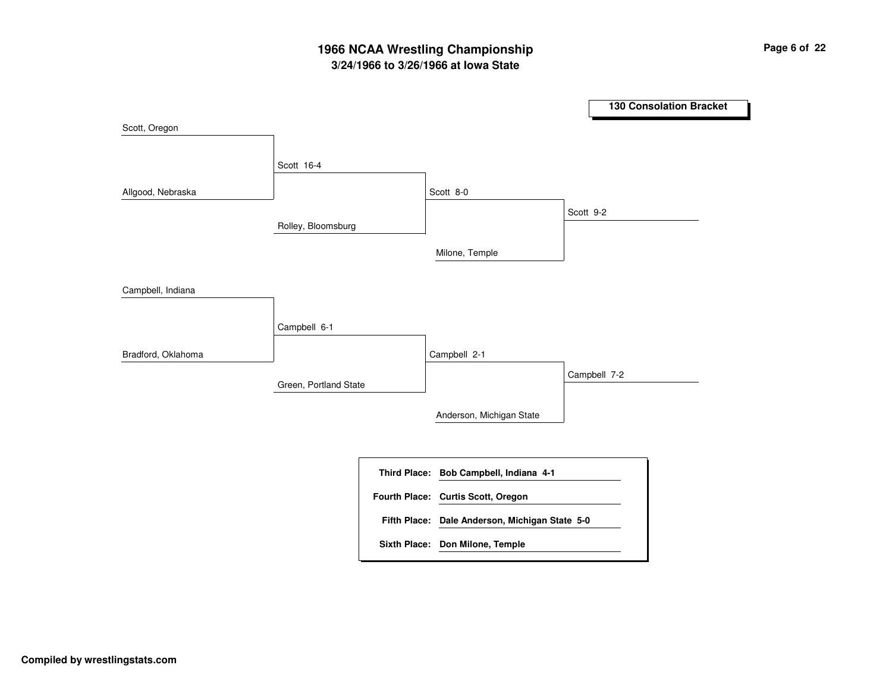# 1966 NCAA Wrestling Championship

## 3/24/1966 to 3/26/1966 at Iowa State

### 130 Consolation Bracket

Scott, Oregon

Allgood, Nebraska

Scott 16-4

Rolley, Bloomsburg

Scott 8-0

Milone, Temple

Scott 9-2

Campbell, Indiana

Bradford, Oklahoma

Campbell 6-1

Green, Portland State

Campbell 2-1

Anderson, Michigan State

Campbell 7-2

| | |
|---|---|
| **Third Place:** | **Bob Campbell, Indiana 4-1** |
| **Fourth Place:** | **Curtis Scott, Oregon** |
| **Fifth Place:** | **Dale Anderson, Michigan State 5-0** |
| **Sixth Place:** | **Don Milone, Temple** |

**Compiled by wrestlingstats.com**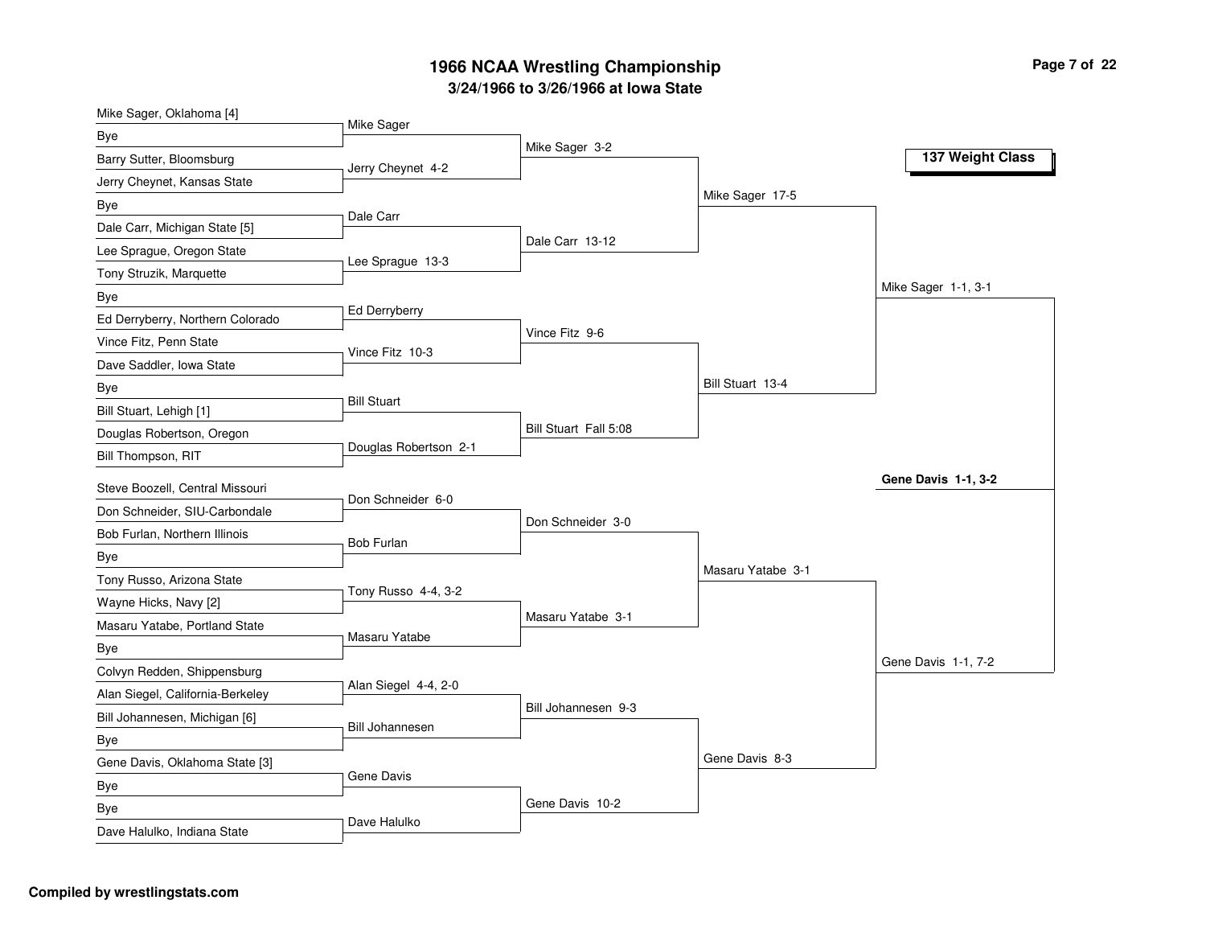# 1966 NCAA Wrestling Championship

## 3/24/1966 to 3/26/1966 at Iowa State

### 137 Weight Class

| First Round | Second Round | Quarterfinals | Semifinals | Final |
| --- | --- | --- | --- | --- |
| Mike Sager, Oklahoma [4] vs. Bye | Mike Sager | Mike Sager 3-2 | Mike Sager 17-5 | Mike Sager 1-1, 3-1 |
| Barry Sutter, Bloomsburg vs. Jerry Cheynet, Kansas State | Jerry Cheynet 4-2 | | | |
| Bye vs. Dale Carr, Michigan State [5] | Dale Carr | Dale Carr 13-12 | | |
| Lee Sprague, Oregon State vs. Tony Struzik, Marquette | Lee Sprague 13-3 | | | |
| Bye vs. Ed Derryberry, Northern Colorado | Ed Derryberry | Vince Fitz 9-6 | Bill Stuart 13-4 | |
| Vince Fitz, Penn State vs. Dave Saddler, Iowa State | Vince Fitz 10-3 | | | |
| Bye vs. Bill Stuart, Lehigh [1] | Bill Stuart | Bill Stuart Fall 5:08 | | |
| Douglas Robertson, Oregon vs. Bill Thompson, RIT | Douglas Robertson 2-1 | | | |
| Steve Boozell, Central Missouri vs. Don Schneider, SIU-Carbondale | Don Schneider 6-0 | Don Schneider 3-0 | Masaru Yatabe 3-1 | Gene Davis 1-1, 7-2 |
| Bob Furlan, Northern Illinois vs. Bye | Bob Furlan | | | |
| Tony Russo, Arizona State vs. Wayne Hicks, Navy [2] | Tony Russo 4-4, 3-2 | Masaru Yatabe 3-1 | | |
| Masaru Yatabe, Portland State vs. Bye | Masaru Yatabe | | | |
| Colvyn Redden, Shippensburg vs. Alan Siegel, California-Berkeley | Alan Siegel 4-4, 2-0 | Bill Johannesen 9-3 | Gene Davis 8-3 | |
| Bill Johannesen, Michigan [6] vs. Bye | Bill Johannesen | | | |
| Gene Davis, Oklahoma State [3] vs. Bye | Gene Davis | Gene Davis 10-2 | | |
| Bye vs. Dave Halulko, Indiana State | Dave Halulko | | | |

**Champion: Gene Davis 1-1, 3-2**

Compiled by wrestlingstats.com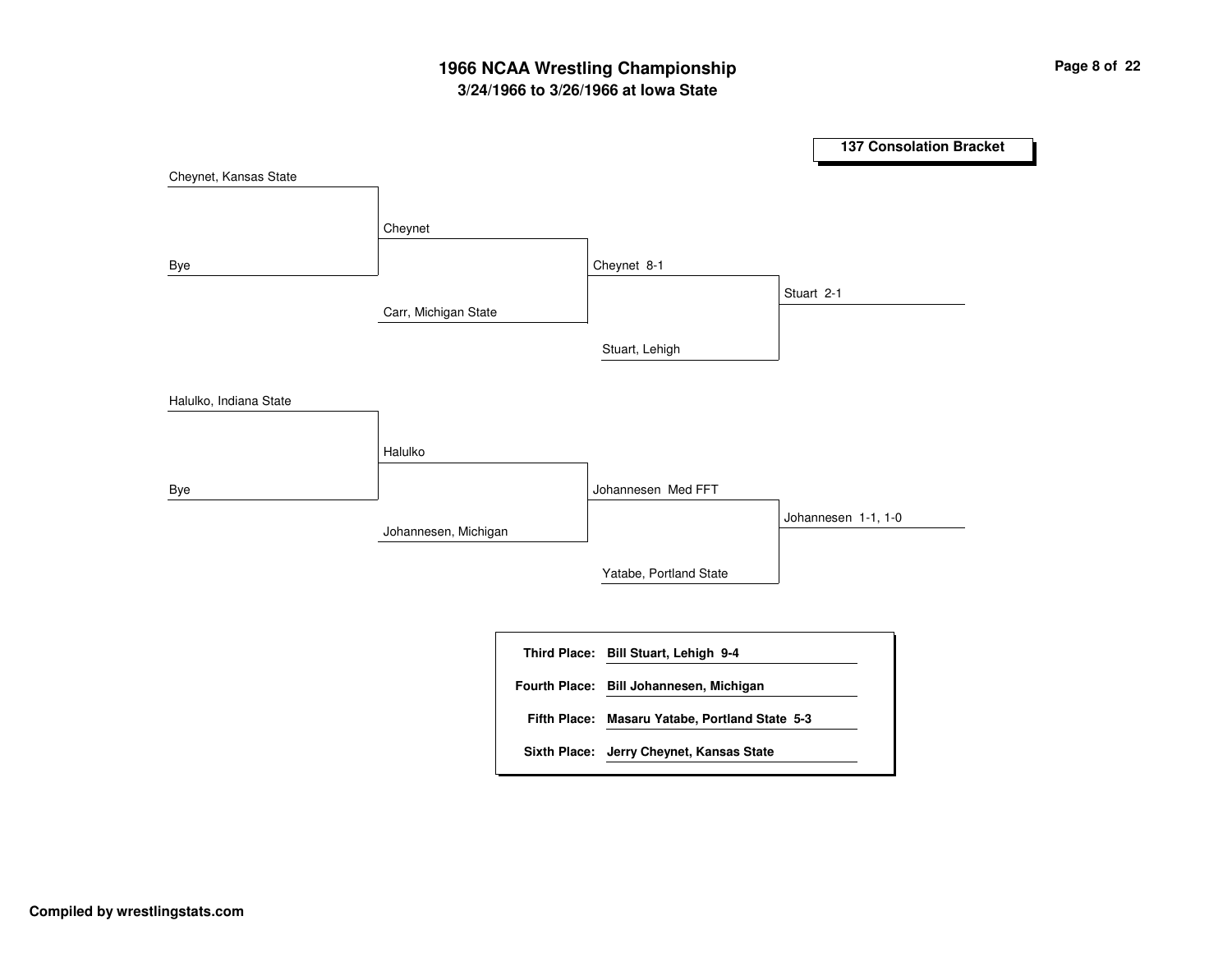# 1966 NCAA Wrestling Championship

## 3/24/1966 to 3/26/1966 at Iowa State

### 137 Consolation Bracket

**Round 1**

- Cheynet, Kansas State vs. Bye → Cheynet
- Halulko, Indiana State vs. Bye → Halulko

**Round 2**

- Cheynet vs. Carr, Michigan State → Cheynet 8-1
- Halulko vs. Johannesen, Michigan → Johannesen Med FFT

**Round 3**

- Cheynet vs. Stuart, Lehigh → Stuart 2-1
- Johannesen vs. Yatabe, Portland State → Johannesen 1-1, 1-0

| | |
|---|---|
| **Third Place:** | **Bill Stuart, Lehigh 9-4** |
| **Fourth Place:** | **Bill Johannesen, Michigan** |
| **Fifth Place:** | **Masaru Yatabe, Portland State 5-3** |
| **Sixth Place:** | **Jerry Cheynet, Kansas State** |

**Compiled by wrestlingstats.com**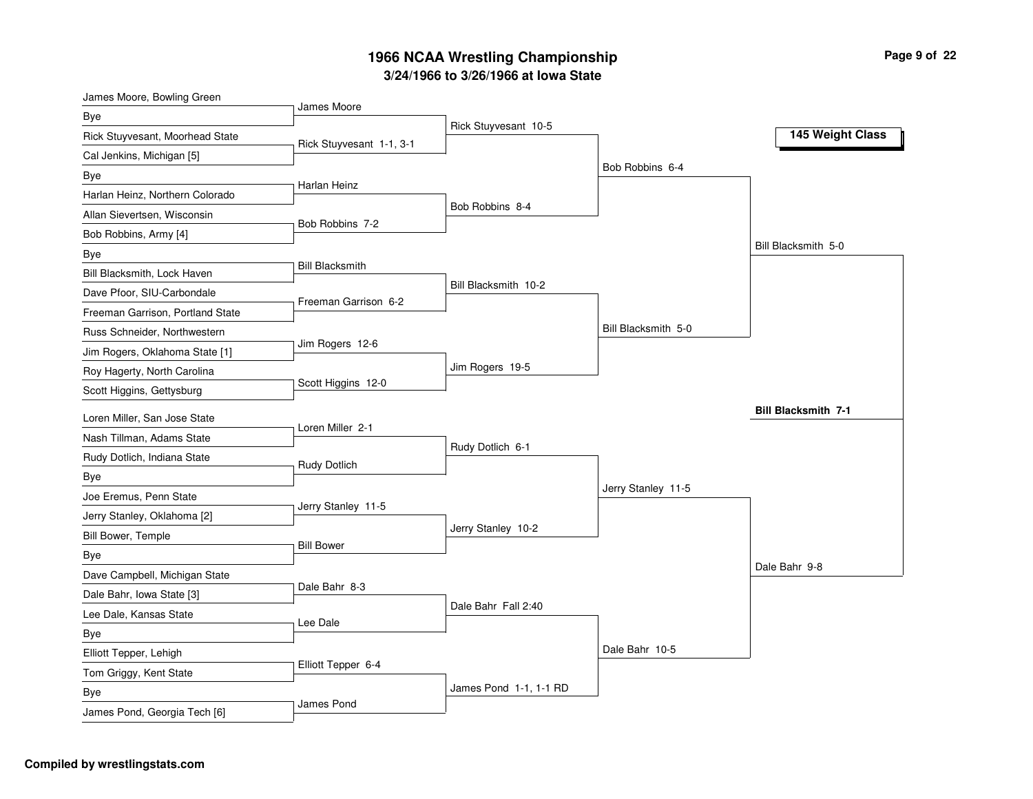# 1966 NCAA Wrestling Championship

## 3/24/1966 to 3/26/1966 at Iowa State

### 145 Weight Class

**First Round**

- James Moore, Bowling Green vs Bye — James Moore
- Rick Stuyvesant, Moorhead State vs Cal Jenkins, Michigan [5] — Rick Stuyvesant 1-1, 3-1
- Bye vs Harlan Heinz, Northern Colorado — Harlan Heinz
- Allan Sievertsen, Wisconsin vs Bob Robbins, Army [4] — Bob Robbins 7-2
- Bye vs Bill Blacksmith, Lock Haven — Bill Blacksmith
- Dave Pfoor, SIU-Carbondale vs Freeman Garrison, Portland State — Freeman Garrison 6-2
- Russ Schneider, Northwestern vs Jim Rogers, Oklahoma State [1] — Jim Rogers 12-6
- Roy Hagerty, North Carolina vs Scott Higgins, Gettysburg — Scott Higgins 12-0
- Loren Miller, San Jose State vs Nash Tillman, Adams State — Loren Miller 2-1
- Rudy Dotlich, Indiana State vs Bye — Rudy Dotlich
- Joe Eremus, Penn State vs Jerry Stanley, Oklahoma [2] — Jerry Stanley 11-5
- Bill Bower, Temple vs Bye — Bill Bower
- Dave Campbell, Michigan State vs Dale Bahr, Iowa State [3] — Dale Bahr 8-3
- Lee Dale, Kansas State vs Bye — Lee Dale
- Elliott Tepper, Lehigh vs Tom Griggy, Kent State — Elliott Tepper 6-4
- Bye vs James Pond, Georgia Tech [6] — James Pond

**Second Round**

- Rick Stuyvesant 10-5
- Bob Robbins 8-4
- Bill Blacksmith 10-2
- Jim Rogers 19-5
- Rudy Dotlich 6-1
- Jerry Stanley 10-2
- Dale Bahr Fall 2:40
- James Pond 1-1, 1-1 RD

**Quarterfinals**

- Bob Robbins 6-4
- Bill Blacksmith 5-0
- Jerry Stanley 11-5
- Dale Bahr 10-5

**Semifinals**

- Bill Blacksmith 5-0
- Dale Bahr 9-8

**Champion**

**Bill Blacksmith 7-1**

**Compiled by wrestlingstats.com**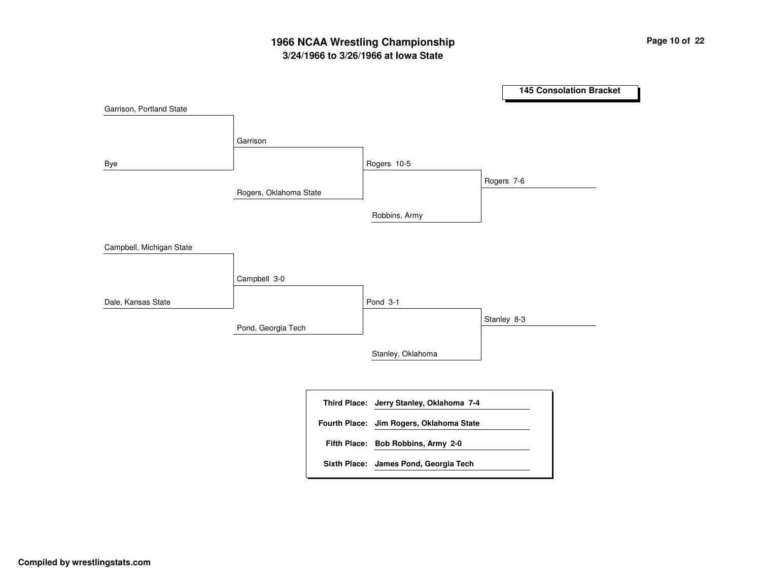# 1966 NCAA Wrestling Championship

## 3/24/1966 to 3/26/1966 at Iowa State

### 145 Consolation Bracket

**Round 1**
- Garrison, Portland State vs. Bye → Garrison
- Campbell, Michigan State vs. Dale, Kansas State → Campbell 3-0

**Round 2**
- Garrison vs. Rogers, Oklahoma State → Rogers 10-5
- Campbell vs. Pond, Georgia Tech → Pond 3-1

**Round 3**
- Rogers vs. Robbins, Army → Rogers 7-6
- Pond vs. Stanley, Oklahoma → Stanley 8-3

| Place | Result |
| --- | --- |
| **Third Place:** | **Jerry Stanley, Oklahoma 7-4** |
| **Fourth Place:** | **Jim Rogers, Oklahoma State** |
| **Fifth Place:** | **Bob Robbins, Army 2-0** |
| **Sixth Place:** | **James Pond, Georgia Tech** |

**Compiled by wrestlingstats.com**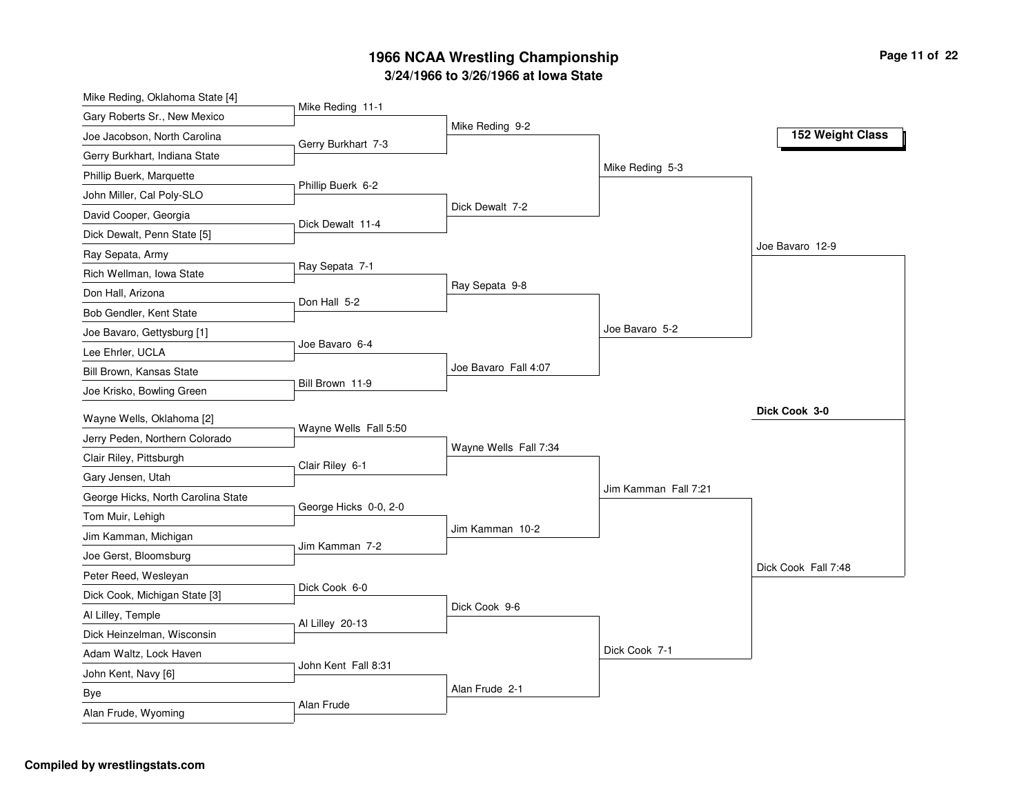# 1966 NCAA Wrestling Championship

**3/24/1966 to 3/26/1966 at Iowa State**

## 152 Weight Class

### First Round

| Wrestler | Wrestler | Result |
|---|---|---|
| Mike Reding, Oklahoma State [4] | Gary Roberts Sr., New Mexico | Mike Reding 11-1 |
| Joe Jacobson, North Carolina | Gerry Burkhart, Indiana State | Gerry Burkhart 7-3 |
| Phillip Buerk, Marquette | John Miller, Cal Poly-SLO | Phillip Buerk 6-2 |
| David Cooper, Georgia | Dick Dewalt, Penn State [5] | Dick Dewalt 11-4 |
| Ray Sepata, Army | Rich Wellman, Iowa State | Ray Sepata 7-1 |
| Don Hall, Arizona | Bob Gendler, Kent State | Don Hall 5-2 |
| Joe Bavaro, Gettysburg [1] | Lee Ehrler, UCLA | Joe Bavaro 6-4 |
| Bill Brown, Kansas State | Joe Krisko, Bowling Green | Bill Brown 11-9 |
| Wayne Wells, Oklahoma [2] | Jerry Peden, Northern Colorado | Wayne Wells Fall 5:50 |
| Clair Riley, Pittsburgh | Gary Jensen, Utah | Clair Riley 6-1 |
| George Hicks, North Carolina State | Tom Muir, Lehigh | George Hicks 0-0, 2-0 |
| Jim Kamman, Michigan | Joe Gerst, Bloomsburg | Jim Kamman 7-2 |
| Peter Reed, Wesleyan | Dick Cook, Michigan State [3] | Dick Cook 6-0 |
| Al Lilley, Temple | Dick Heinzelman, Wisconsin | Al Lilley 20-13 |
| Adam Waltz, Lock Haven | John Kent, Navy [6] | John Kent Fall 8:31 |
| Bye | Alan Frude, Wyoming | Alan Frude |

### Second Round

- Mike Reding 9-2
- Dick Dewalt 7-2
- Ray Sepata 9-8
- Joe Bavaro Fall 4:07
- Wayne Wells Fall 7:34
- Jim Kamman 10-2
- Dick Cook 9-6
- Alan Frude 2-1

### Quarterfinals

- Mike Reding 5-3
- Joe Bavaro 5-2
- Jim Kamman Fall 7:21
- Dick Cook 7-1

### Semifinals

- Joe Bavaro 12-9
- Dick Cook Fall 7:48

### Final

**Dick Cook 3-0**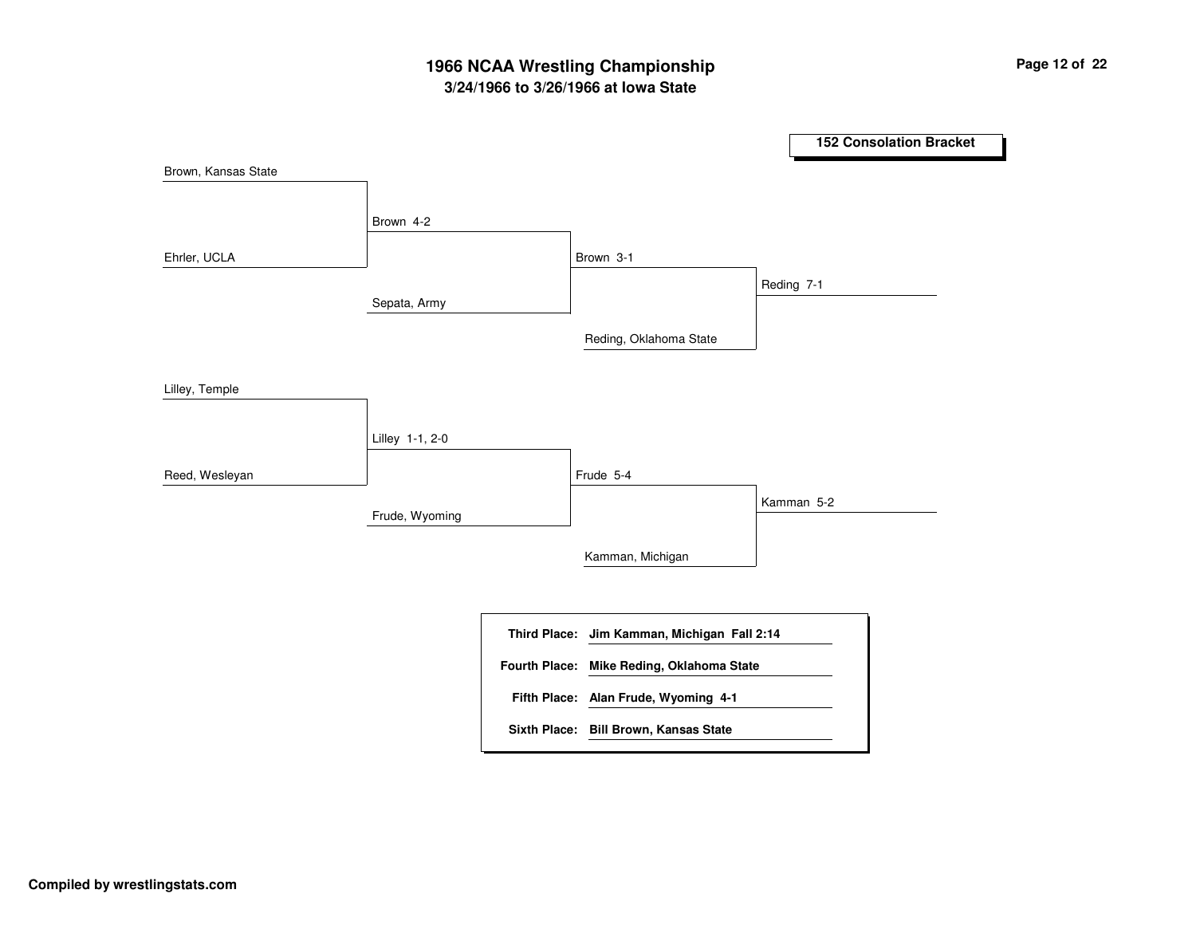# 1966 NCAA Wrestling Championship

## 3/24/1966 to 3/26/1966 at Iowa State

### 152 Consolation Bracket

| Round 1 | Round 2 | Round 3 | Final |
| --- | --- | --- | --- |
| Brown, Kansas State | | | |
| | Brown 4-2 | | |
| Ehrler, UCLA | | Brown 3-1 | |
| | Sepata, Army | | Reding 7-1 |
| | | Reding, Oklahoma State | |
| Lilley, Temple | | | |
| | Lilley 1-1, 2-0 | | |
| Reed, Wesleyan | | Frude 5-4 | |
| | Frude, Wyoming | | Kamman 5-2 |
| | | Kamman, Michigan | |

**Third Place:** Jim Kamman, Michigan Fall 2:14

**Fourth Place:** Mike Reding, Oklahoma State

**Fifth Place:** Alan Frude, Wyoming 4-1

**Sixth Place:** Bill Brown, Kansas State

**Compiled by wrestlingstats.com**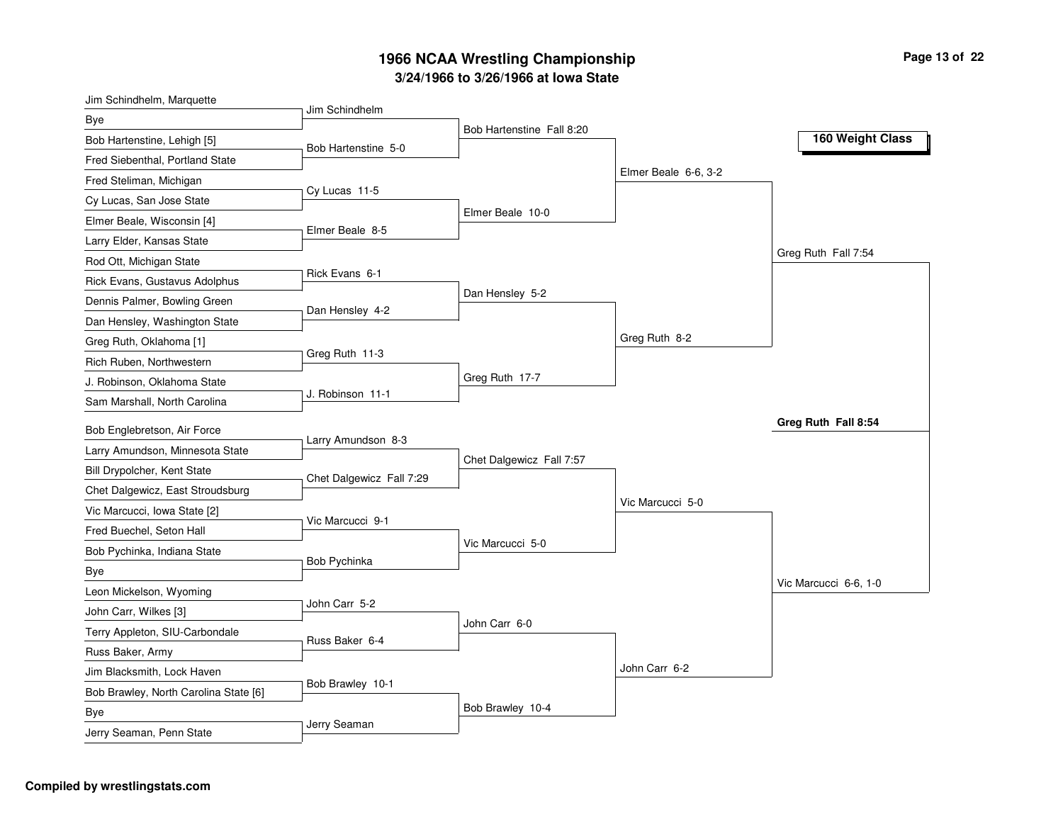# 1966 NCAA Wrestling Championship

## 3/24/1966 to 3/26/1966 at Iowa State

**160 Weight Class**

### First Round

- Jim Schindhelm, Marquette vs. Bye — Jim Schindhelm
- Bob Hartenstine, Lehigh [5] vs. Fred Siebenthal, Portland State — Bob Hartenstine 5-0
- Fred Steliman, Michigan vs. Cy Lucas, San Jose State — Cy Lucas 11-5
- Elmer Beale, Wisconsin [4] vs. Larry Elder, Kansas State — Elmer Beale 8-5
- Rod Ott, Michigan State vs. Rick Evans, Gustavus Adolphus — Rick Evans 6-1
- Dennis Palmer, Bowling Green vs. Dan Hensley, Washington State — Dan Hensley 4-2
- Greg Ruth, Oklahoma [1] vs. Rich Ruben, Northwestern — Greg Ruth 11-3
- J. Robinson, Oklahoma State vs. Sam Marshall, North Carolina — J. Robinson 11-1
- Bob Englebretson, Air Force vs. Larry Amundson, Minnesota State — Larry Amundson 8-3
- Bill Drypolcher, Kent State vs. Chet Dalgewicz, East Stroudsburg — Chet Dalgewicz Fall 7:29
- Vic Marcucci, Iowa State [2] vs. Fred Buechel, Seton Hall — Vic Marcucci 9-1
- Bob Pychinka, Indiana State vs. Bye — Bob Pychinka
- Leon Mickelson, Wyoming vs. John Carr, Wilkes [3] — John Carr 5-2
- Terry Appleton, SIU-Carbondale vs. Russ Baker, Army — Russ Baker 6-4
- Jim Blacksmith, Lock Haven vs. Bob Brawley, North Carolina State [6] — Bob Brawley 10-1
- Bye vs. Jerry Seaman, Penn State — Jerry Seaman

### Second Round

- Bob Hartenstine Fall 8:20
- Elmer Beale 10-0
- Dan Hensley 5-2
- Greg Ruth 17-7
- Chet Dalgewicz Fall 7:57
- Vic Marcucci 5-0
- John Carr 6-0
- Bob Brawley 10-4

### Quarterfinals

- Elmer Beale 6-6, 3-2
- Greg Ruth 8-2
- Vic Marcucci 5-0
- John Carr 6-2

### Semifinals

- Greg Ruth Fall 7:54
- Vic Marcucci 6-6, 1-0

### Final

**Greg Ruth Fall 8:54**

Compiled by wrestlingstats.com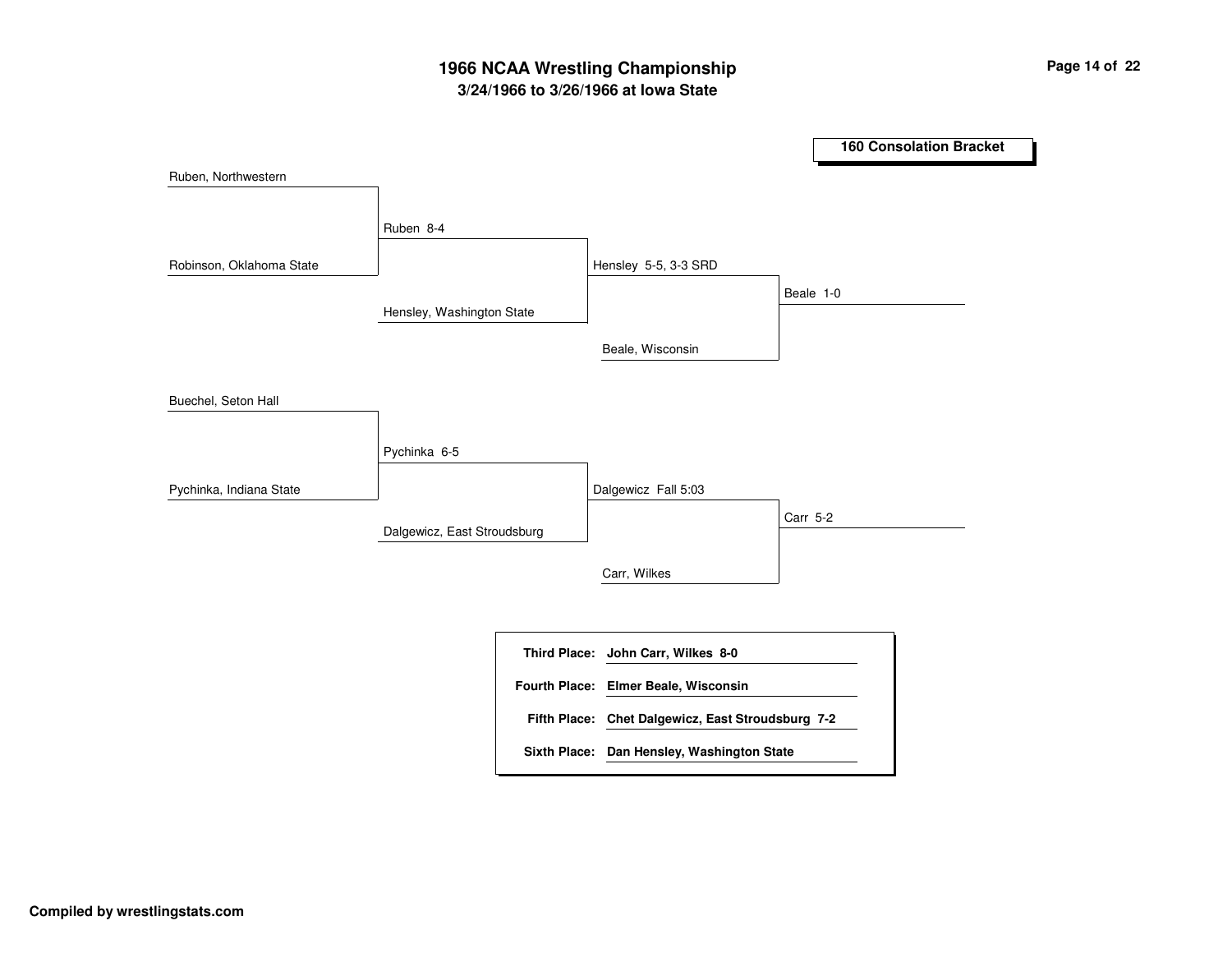# 1966 NCAA Wrestling Championship

## 3/24/1966 to 3/26/1966 at Iowa State

### 160 Consolation Bracket

**Bracket 1**

- Ruben, Northwestern vs. Robinson, Oklahoma State — Ruben 8-4
- Ruben vs. Hensley, Washington State — Hensley 5-5, 3-3 SRD
- Hensley vs. Beale, Wisconsin — Beale 1-0

**Bracket 2**

- Buechel, Seton Hall vs. Pychinka, Indiana State — Pychinka 6-5
- Pychinka vs. Dalgewicz, East Stroudsburg — Dalgewicz Fall 5:03
- Dalgewicz vs. Carr, Wilkes — Carr 5-2

| Place | Result |
|---|---|
| **Third Place:** | **John Carr, Wilkes 8-0** |
| **Fourth Place:** | **Elmer Beale, Wisconsin** |
| **Fifth Place:** | **Chet Dalgewicz, East Stroudsburg 7-2** |
| **Sixth Place:** | **Dan Hensley, Washington State** |

**Compiled by wrestlingstats.com**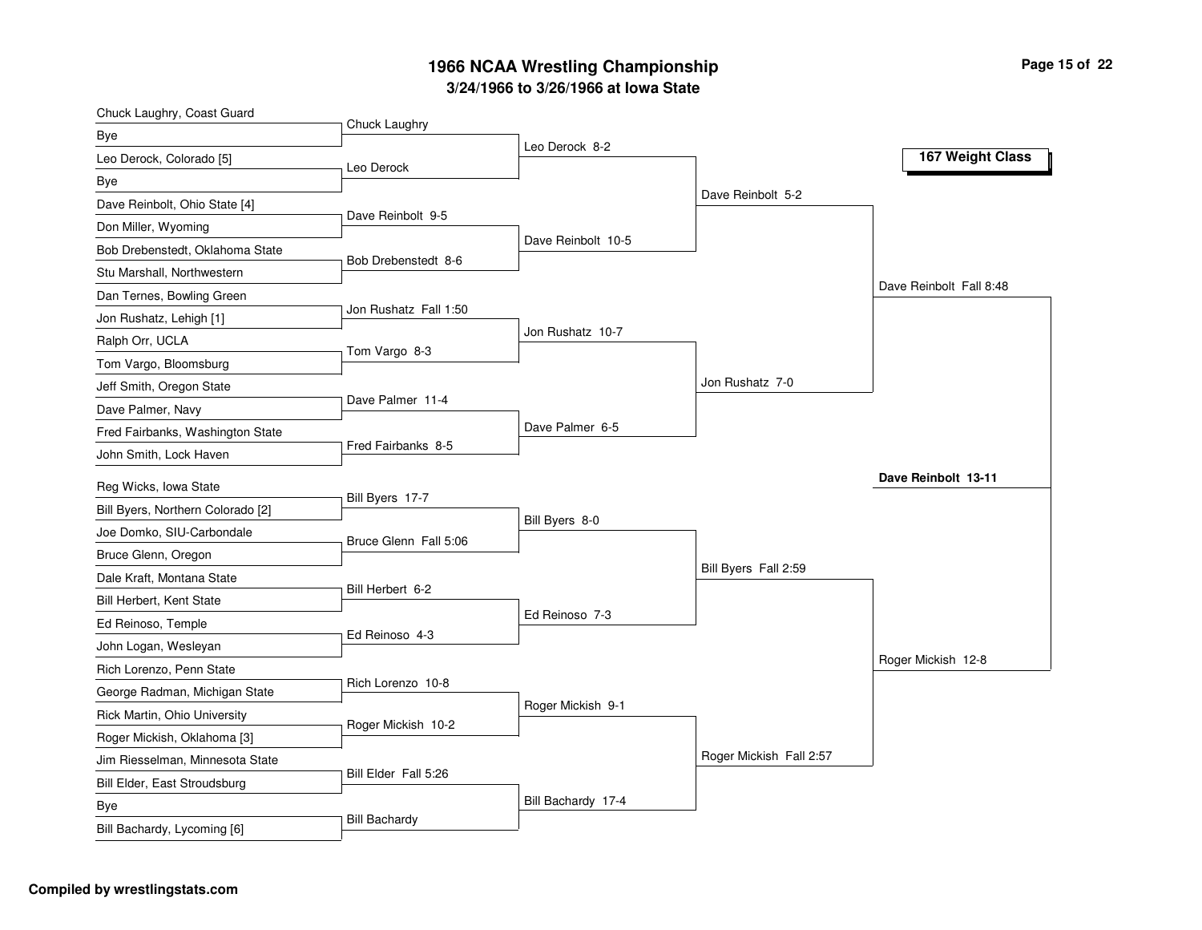# 1966 NCAA Wrestling Championship

## 3/24/1966 to 3/26/1966 at Iowa State

### 167 Weight Class

**First Round**

- Chuck Laughry, Coast Guard vs Bye — Chuck Laughry
- Leo Derock, Colorado [5] vs Bye — Leo Derock
- Dave Reinbolt, Ohio State [4] vs Don Miller, Wyoming — Dave Reinbolt 9-5
- Bob Drebenstedt, Oklahoma State vs Stu Marshall, Northwestern — Bob Drebenstedt 8-6
- Dan Ternes, Bowling Green vs Jon Rushatz, Lehigh [1] — Jon Rushatz Fall 1:50
- Ralph Orr, UCLA vs Tom Vargo, Bloomsburg — Tom Vargo 8-3
- Jeff Smith, Oregon State vs Dave Palmer, Navy — Dave Palmer 11-4
- Fred Fairbanks, Washington State vs John Smith, Lock Haven — Fred Fairbanks 8-5
- Reg Wicks, Iowa State vs Bill Byers, Northern Colorado [2] — Bill Byers 17-7
- Joe Domko, SIU-Carbondale vs Bruce Glenn, Oregon — Bruce Glenn Fall 5:06
- Dale Kraft, Montana State vs Bill Herbert, Kent State — Bill Herbert 6-2
- Ed Reinoso, Temple vs John Logan, Wesleyan — Ed Reinoso 4-3
- Rich Lorenzo, Penn State vs George Radman, Michigan State — Rich Lorenzo 10-8
- Rick Martin, Ohio University vs Roger Mickish, Oklahoma [3] — Roger Mickish 10-2
- Jim Riesselman, Minnesota State vs Bill Elder, East Stroudsburg — Bill Elder Fall 5:26
- Bye vs Bill Bachardy, Lycoming [6] — Bill Bachardy

**Second Round**

- Leo Derock 8-2
- Dave Reinbolt 10-5
- Jon Rushatz 10-7
- Dave Palmer 6-5
- Bill Byers 8-0
- Ed Reinoso 7-3
- Roger Mickish 9-1
- Bill Bachardy 17-4

**Quarterfinals**

- Dave Reinbolt 5-2
- Jon Rushatz 7-0
- Bill Byers Fall 2:59
- Roger Mickish Fall 2:57

**Semifinals**

- Dave Reinbolt Fall 8:48
- Roger Mickish 12-8

**Final**

- **Dave Reinbolt 13-11**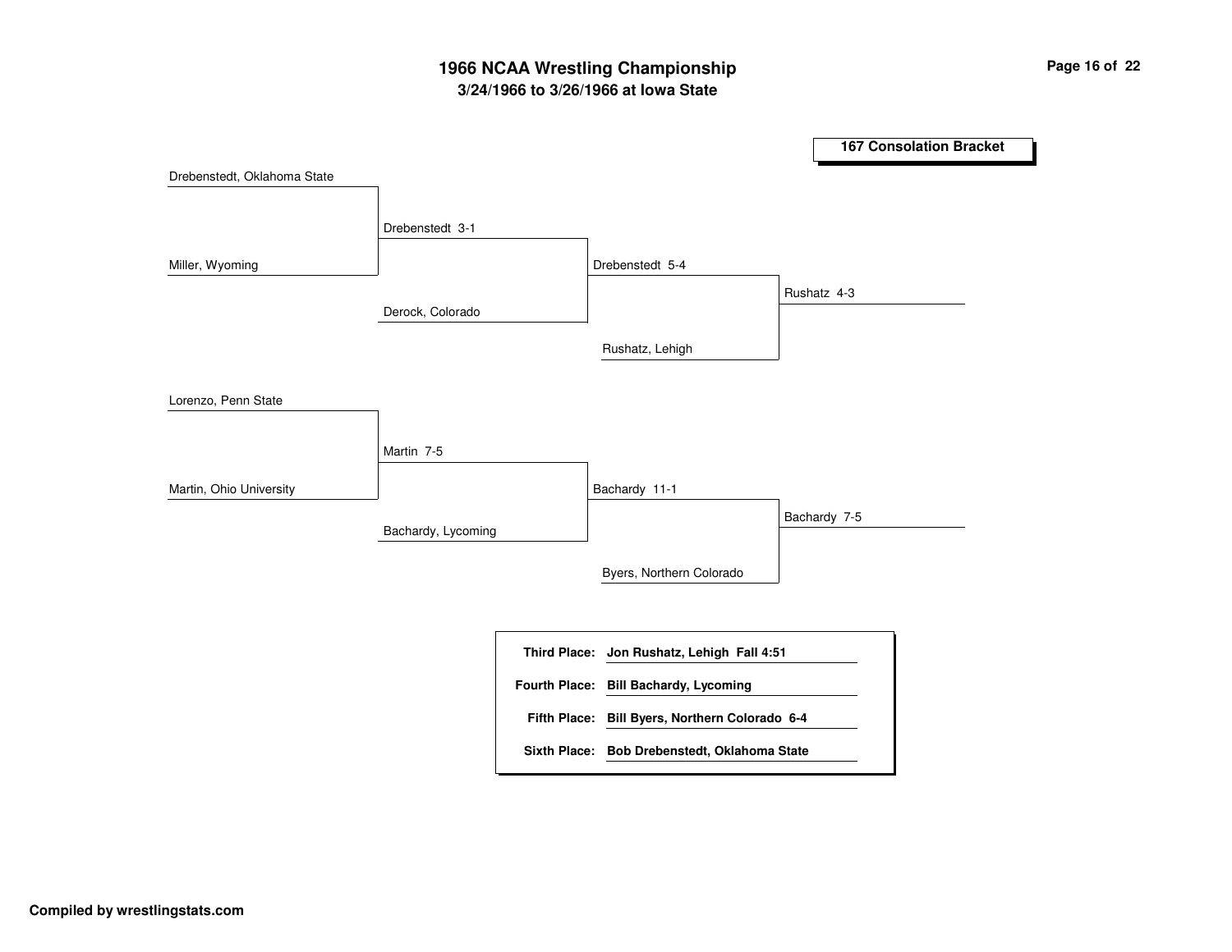# 1966 NCAA Wrestling Championship

## 3/24/1966 to 3/26/1966 at Iowa State

### 167 Consolation Bracket

**Round 1**

- Drebenstedt, Oklahoma State vs. Miller, Wyoming — Drebenstedt 3-1
- Lorenzo, Penn State vs. Martin, Ohio University — Martin 7-5

**Round 2**

- Drebenstedt vs. Derock, Colorado — Drebenstedt 5-4
- Martin vs. Bachardy, Lycoming — Bachardy 11-1

**Round 3**

- Drebenstedt vs. Rushatz, Lehigh — Rushatz 4-3
- Bachardy vs. Byers, Northern Colorado — Bachardy 7-5

| | |
|---|---|
| **Third Place:** | **Jon Rushatz, Lehigh Fall 4:51** |
| **Fourth Place:** | **Bill Bachardy, Lycoming** |
| **Fifth Place:** | **Bill Byers, Northern Colorado 6-4** |
| **Sixth Place:** | **Bob Drebenstedt, Oklahoma State** |

**Compiled by wrestlingstats.com**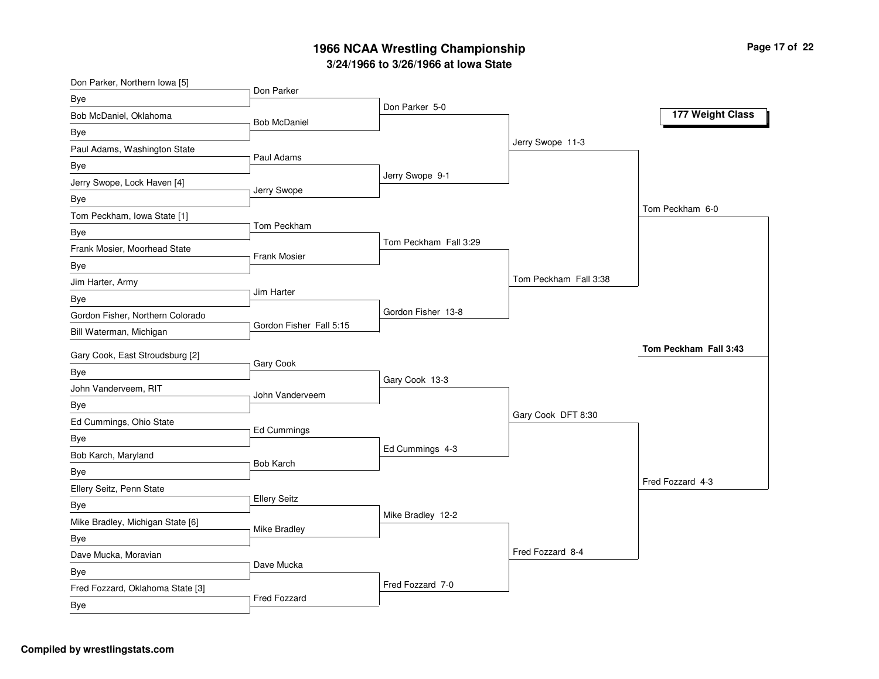# 1966 NCAA Wrestling Championship

## 3/24/1966 to 3/26/1966 at Iowa State

### 177 Weight Class

**First Round**

- Don Parker, Northern Iowa [5] vs Bye — Don Parker
- Bob McDaniel, Oklahoma vs Bye — Bob McDaniel
- Paul Adams, Washington State vs Bye — Paul Adams
- Jerry Swope, Lock Haven [4] vs Bye — Jerry Swope
- Tom Peckham, Iowa State [1] vs Bye — Tom Peckham
- Frank Mosier, Moorhead State vs Bye — Frank Mosier
- Jim Harter, Army vs Bye — Jim Harter
- Gordon Fisher, Northern Colorado vs Bill Waterman, Michigan — Gordon Fisher Fall 5:15
- Gary Cook, East Stroudsburg [2] vs Bye — Gary Cook
- John Vanderveem, RIT vs Bye — John Vanderveem
- Ed Cummings, Ohio State vs Bye — Ed Cummings
- Bob Karch, Maryland vs Bye — Bob Karch
- Ellery Seitz, Penn State vs Bye — Ellery Seitz
- Mike Bradley, Michigan State [6] vs Bye — Mike Bradley
- Dave Mucka, Moravian vs Bye — Dave Mucka
- Fred Fozzard, Oklahoma State [3] vs Bye — Fred Fozzard

**Second Round**

- Don Parker 5-0
- Jerry Swope 9-1
- Tom Peckham Fall 3:29
- Gordon Fisher 13-8
- Gary Cook 13-3
- Ed Cummings 4-3
- Mike Bradley 12-2
- Fred Fozzard 7-0

**Quarterfinals**

- Jerry Swope 11-3
- Tom Peckham Fall 3:38
- Gary Cook DFT 8:30
- Fred Fozzard 8-4

**Semifinals**

- Tom Peckham 6-0
- Fred Fozzard 4-3

**Final**

- **Tom Peckham Fall 3:43**

Compiled by wrestlingstats.com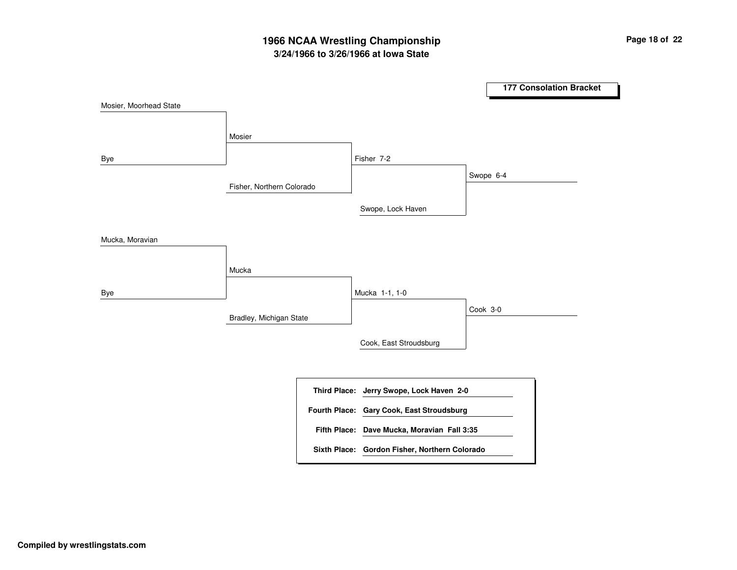# 1966 NCAA Wrestling Championship

## 3/24/1966 to 3/26/1966 at Iowa State

**177 Consolation Bracket**

Mosier, Moorhead State

Bye

Mosier

Fisher, Northern Colorado

Fisher 7-2

Swope, Lock Haven

Swope 6-4

Mucka, Moravian

Bye

Mucka

Bradley, Michigan State

Mucka 1-1, 1-0

Cook, East Stroudsburg

Cook 3-0

| | |
|---|---|
| **Third Place:** | **Jerry Swope, Lock Haven 2-0** |
| **Fourth Place:** | **Gary Cook, East Stroudsburg** |
| **Fifth Place:** | **Dave Mucka, Moravian Fall 3:35** |
| **Sixth Place:** | **Gordon Fisher, Northern Colorado** |

**Compiled by wrestlingstats.com**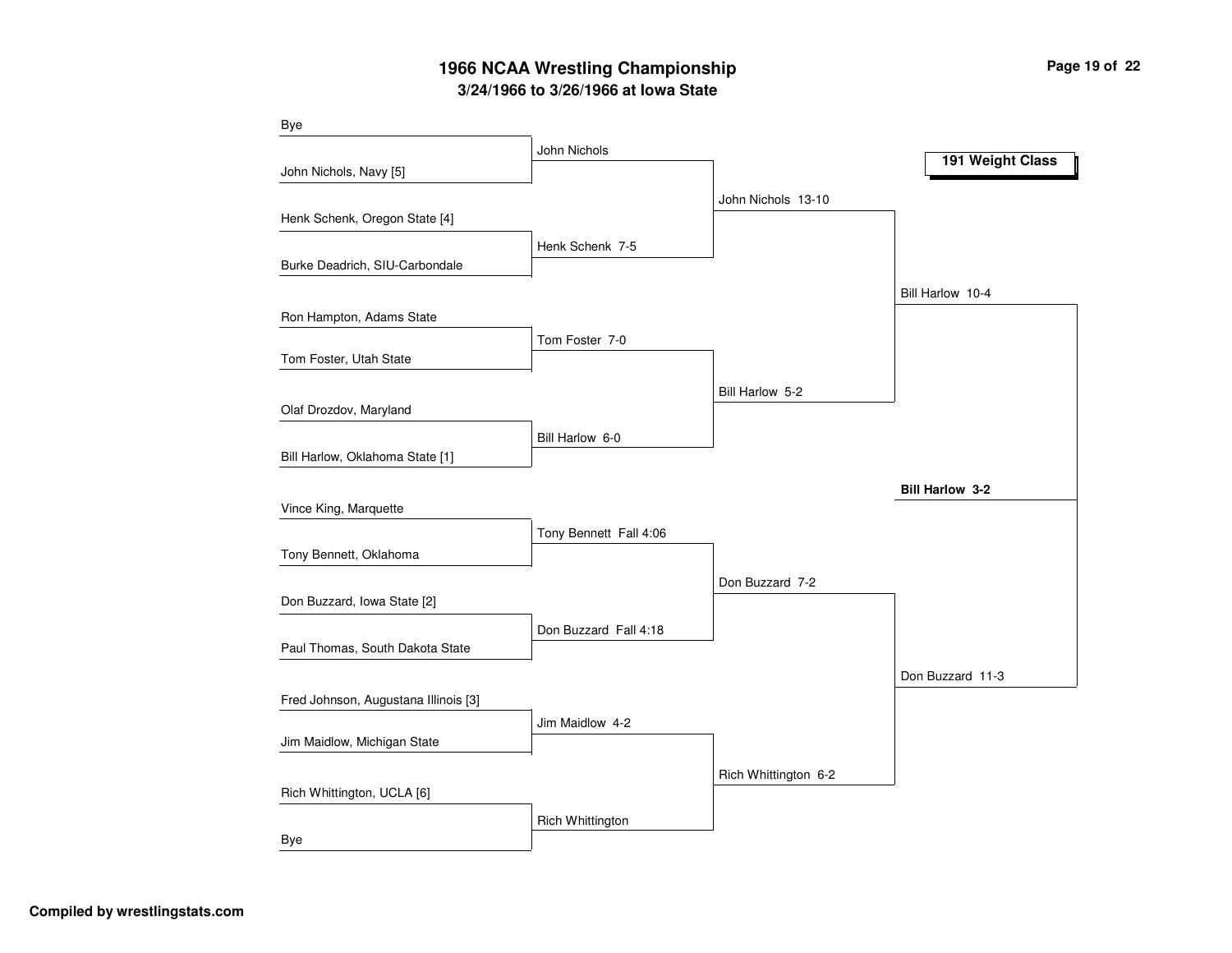# 1966 NCAA Wrestling Championship

## 3/24/1966 to 3/26/1966 at Iowa State

### 191 Weight Class

**First Round**

- Bye vs. John Nichols, Navy [5] — John Nichols
- Henk Schenk, Oregon State [4] vs. Burke Deadrich, SIU-Carbondale — Henk Schenk 7-5
- Ron Hampton, Adams State vs. Tom Foster, Utah State — Tom Foster 7-0
- Olaf Drozdov, Maryland vs. Bill Harlow, Oklahoma State [1] — Bill Harlow 6-0
- Vince King, Marquette vs. Tony Bennett, Oklahoma — Tony Bennett Fall 4:06
- Don Buzzard, Iowa State [2] vs. Paul Thomas, South Dakota State — Don Buzzard Fall 4:18
- Fred Johnson, Augustana Illinois [3] vs. Jim Maidlow, Michigan State — Jim Maidlow 4-2
- Rich Whittington, UCLA [6] vs. Bye — Rich Whittington

**Quarterfinals**

- John Nichols 13-10
- Bill Harlow 5-2
- Don Buzzard 7-2
- Rich Whittington 6-2

**Semifinals**

- Bill Harlow 10-4
- Don Buzzard 11-3

**Final**

- **Bill Harlow 3-2**

Compiled by wrestlingstats.com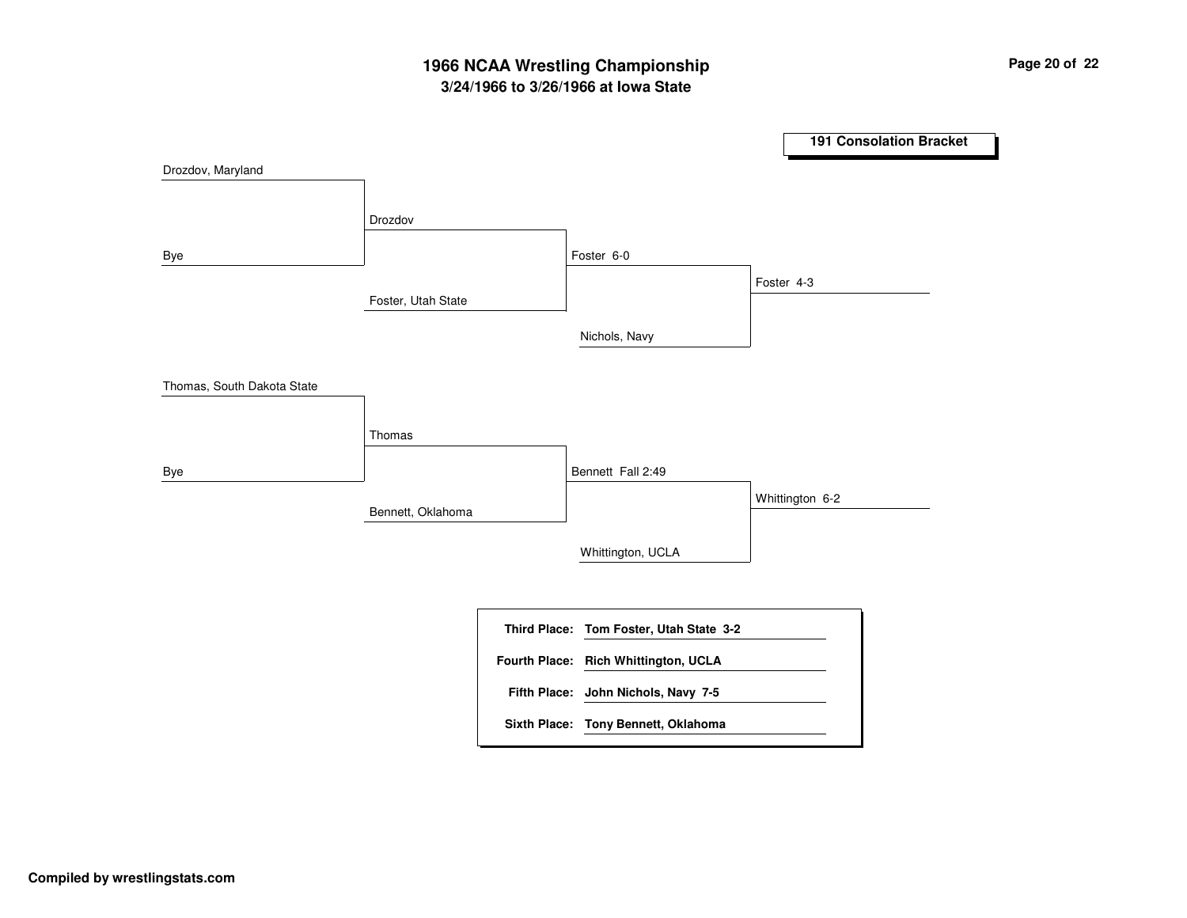# 1966 NCAA Wrestling Championship

## 3/24/1966 to 3/26/1966 at Iowa State

### 191 Consolation Bracket

**Top half**

- Drozdov, Maryland vs. Bye → Drozdov
- Drozdov vs. Foster, Utah State → Foster 6-0
- Foster vs. Nichols, Navy → Foster 4-3

**Bottom half**

- Thomas, South Dakota State vs. Bye → Thomas
- Thomas vs. Bennett, Oklahoma → Bennett Fall 2:49
- Bennett vs. Whittington, UCLA → Whittington 6-2

| | |
|---|---|
| **Third Place:** | **Tom Foster, Utah State 3-2** |
| **Fourth Place:** | **Rich Whittington, UCLA** |
| **Fifth Place:** | **John Nichols, Navy 7-5** |
| **Sixth Place:** | **Tony Bennett, Oklahoma** |

**Compiled by wrestlingstats.com**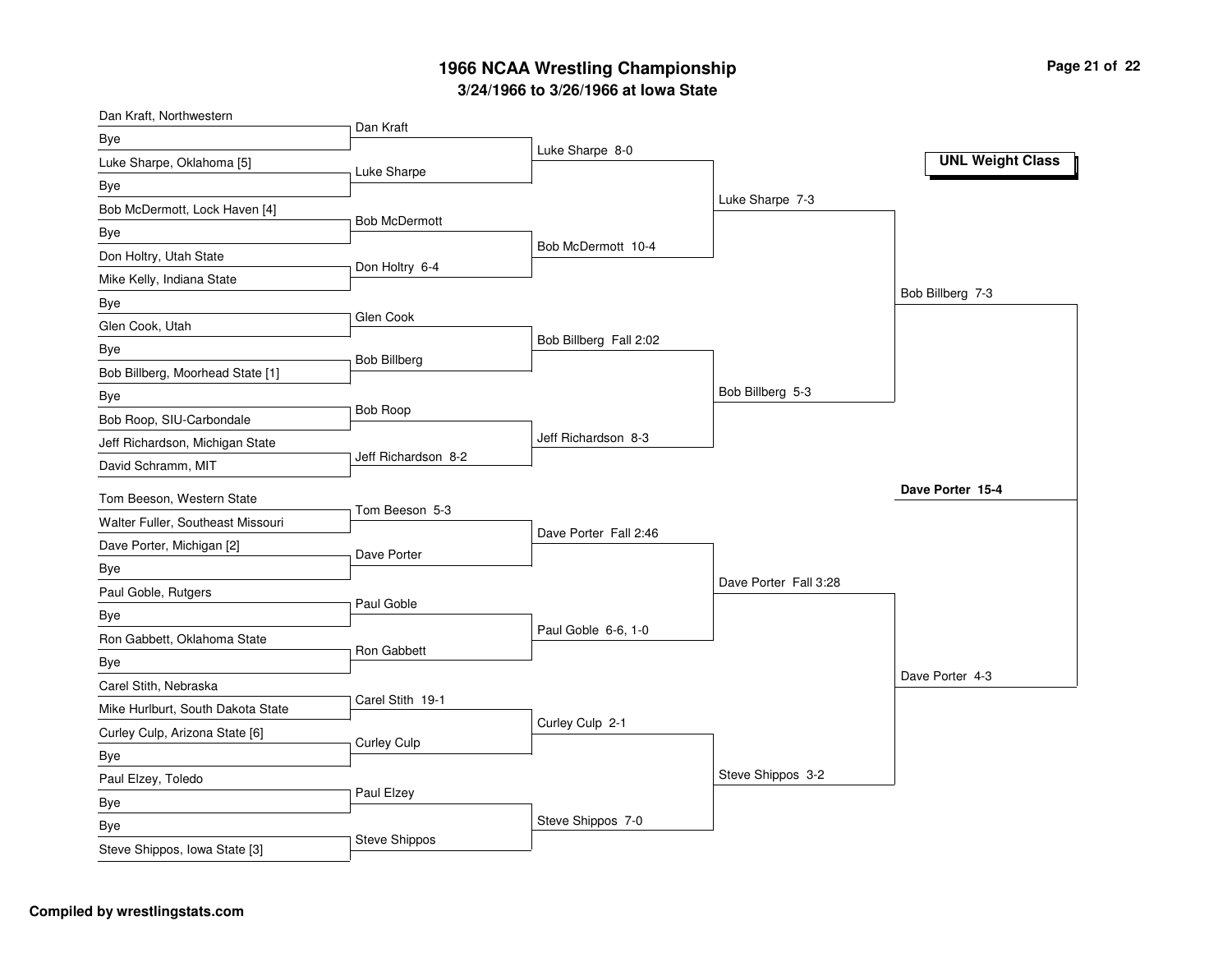# 1966 NCAA Wrestling Championship

## 3/24/1966 to 3/26/1966 at Iowa State

**UNL Weight Class**

### First Round

| Wrestler 1 | Wrestler 2 | Winner |
|---|---|---|
| Dan Kraft, Northwestern | Bye | Dan Kraft |
| Luke Sharpe, Oklahoma [5] | Bye | Luke Sharpe |
| Bob McDermott, Lock Haven [4] | Bye | Bob McDermott |
| Don Holtry, Utah State | Mike Kelly, Indiana State | Don Holtry 6-4 |
| Bye | Glen Cook, Utah | Glen Cook |
| Bye | Bob Billberg, Moorhead State [1] | Bob Billberg |
| Bye | Bob Roop, SIU-Carbondale | Bob Roop |
| Jeff Richardson, Michigan State | David Schramm, MIT | Jeff Richardson 8-2 |
| Tom Beeson, Western State | Walter Fuller, Southeast Missouri | Tom Beeson 5-3 |
| Dave Porter, Michigan [2] | Bye | Dave Porter |
| Paul Goble, Rutgers | Bye | Paul Goble |
| Ron Gabbett, Oklahoma State | Bye | Ron Gabbett |
| Carel Stith, Nebraska | Mike Hurlburt, South Dakota State | Carel Stith 19-1 |
| Curley Culp, Arizona State [6] | Bye | Curley Culp |
| Paul Elzey, Toledo | Bye | Paul Elzey |
| Bye | Steve Shippos, Iowa State [3] | Steve Shippos |

### Second Round

- Luke Sharpe 8-0
- Bob McDermott 10-4
- Bob Billberg Fall 2:02
- Jeff Richardson 8-3
- Dave Porter Fall 2:46
- Paul Goble 6-6, 1-0
- Curley Culp 2-1
- Steve Shippos 7-0

### Quarterfinals

- Luke Sharpe 7-3
- Bob Billberg 5-3
- Dave Porter Fall 3:28
- Steve Shippos 3-2

### Semifinals

- Bob Billberg 7-3
- Dave Porter 4-3

### Final

**Dave Porter 15-4**

**Compiled by wrestlingstats.com**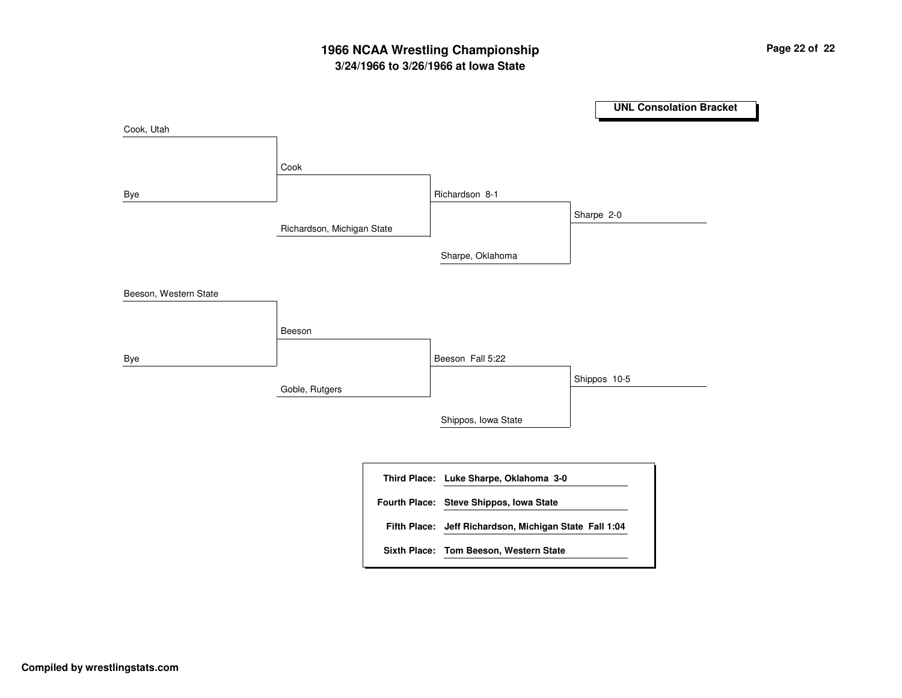# 1966 NCAA Wrestling Championship

## 3/24/1966 to 3/26/1966 at Iowa State

**UNL Consolation Bracket**

Cook, Utah

Cook

Bye

Richardson 8-1

Sharpe 2-0

Richardson, Michigan State

Sharpe, Oklahoma

Beeson, Western State

Beeson

Bye

Beeson Fall 5:22

Shippos 10-5

Goble, Rutgers

Shippos, Iowa State

| | |
|---|---|
| **Third Place:** | **Luke Sharpe, Oklahoma 3-0** |
| **Fourth Place:** | **Steve Shippos, Iowa State** |
| **Fifth Place:** | **Jeff Richardson, Michigan State Fall 1:04** |
| **Sixth Place:** | **Tom Beeson, Western State** |

**Compiled by wrestlingstats.com**